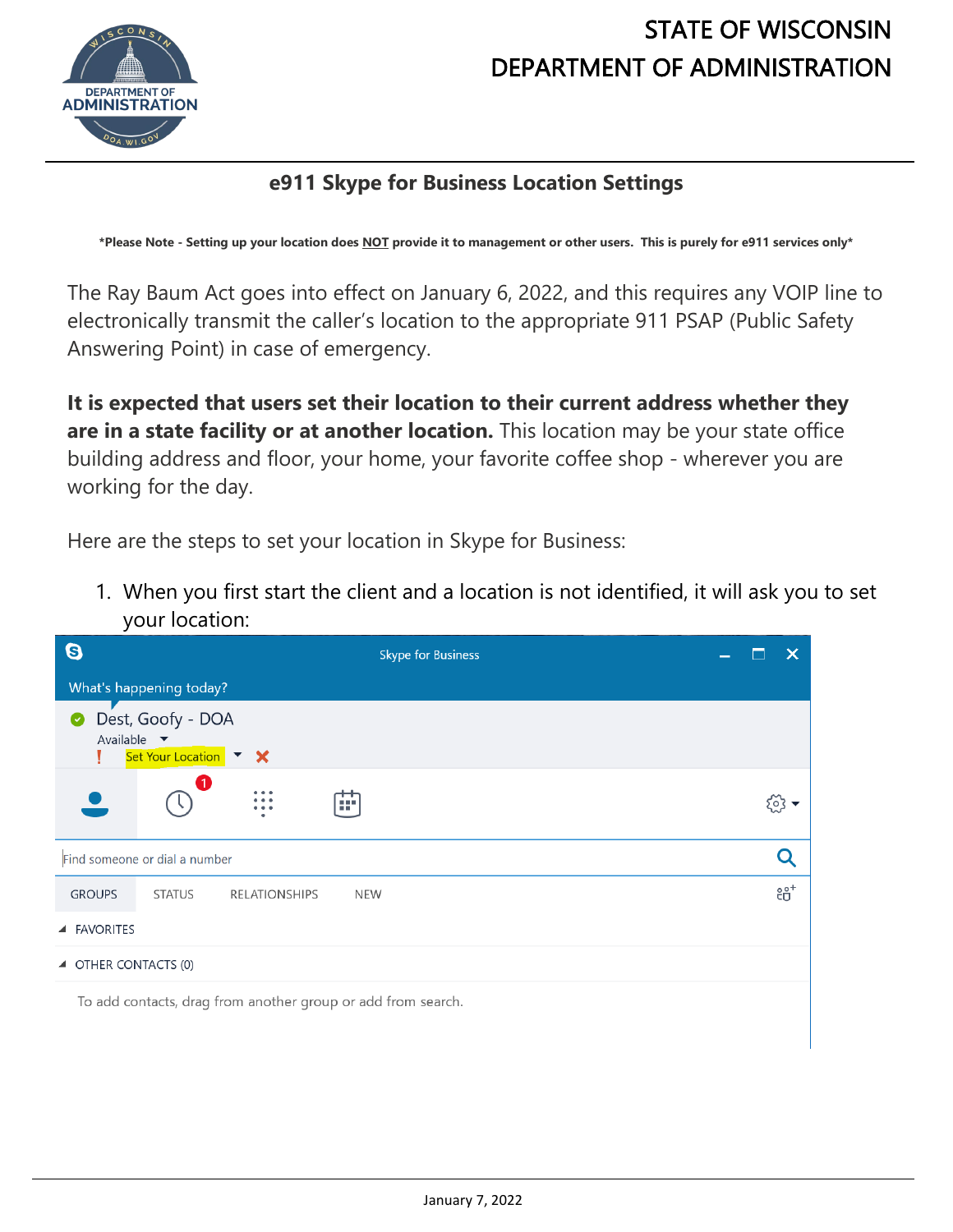# STATE OF WISCONSIN
# DEPARTMENT OF ADMINISTRATION

## e911 Skype for Business Location Settings

***Please Note - Setting up your location does NOT provide it to management or other users. This is purely for e911 services only***

The Ray Baum Act goes into effect on January 6, 2022, and this requires any VOIP line to electronically transmit the caller's location to the appropriate 911 PSAP (Public Safety Answering Point) in case of emergency.

**It is expected that users set their location to their current address whether they are in a state facility or at another location.** This location may be your state office building address and floor, your home, your favorite coffee shop - wherever you are working for the day.

Here are the steps to set your location in Skype for Business:

1. When you first start the client and a location is not identified, it will ask you to set your location: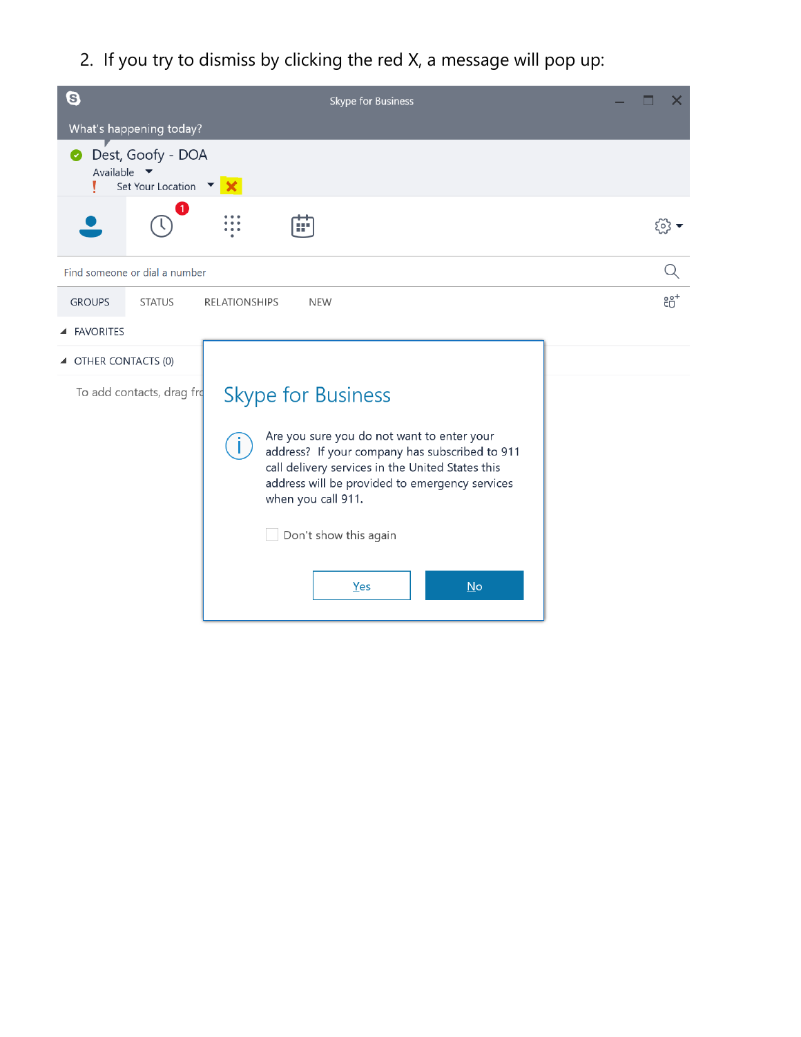2. If you try to dismiss by clicking the red X, a message will pop up:

Skype for Business

What's happening today?

Dest, Goofy - DOA

Available

Set Your Location

Find someone or dial a number

GROUPS STATUS RELATIONSHIPS NEW

FAVORITES

OTHER CONTACTS (0)

To add contacts, drag fr

**Skype for Business**

Are you sure you do not want to enter your address? If your company has subscribed to 911 call delivery services in the United States this address will be provided to emergency services when you call 911.

Don't show this again

Yes No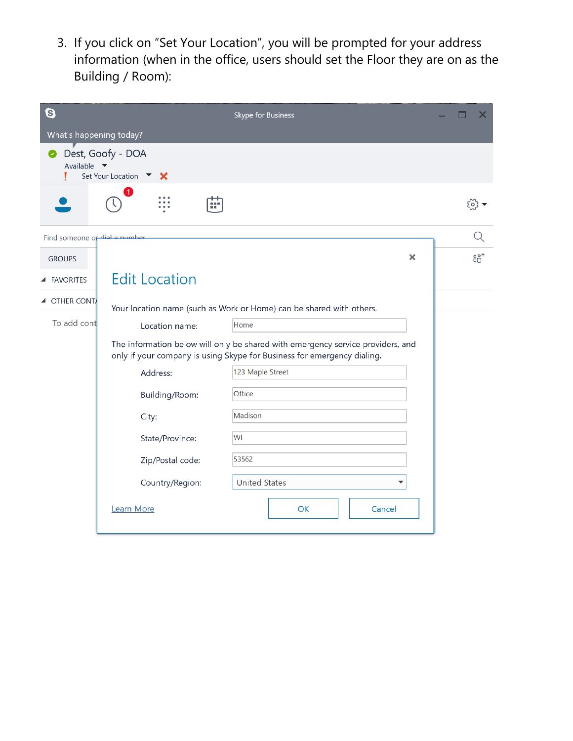3. If you click on “Set Your Location”, you will be prompted for your address information (when in the office, users should set the Floor they are on as the Building / Room):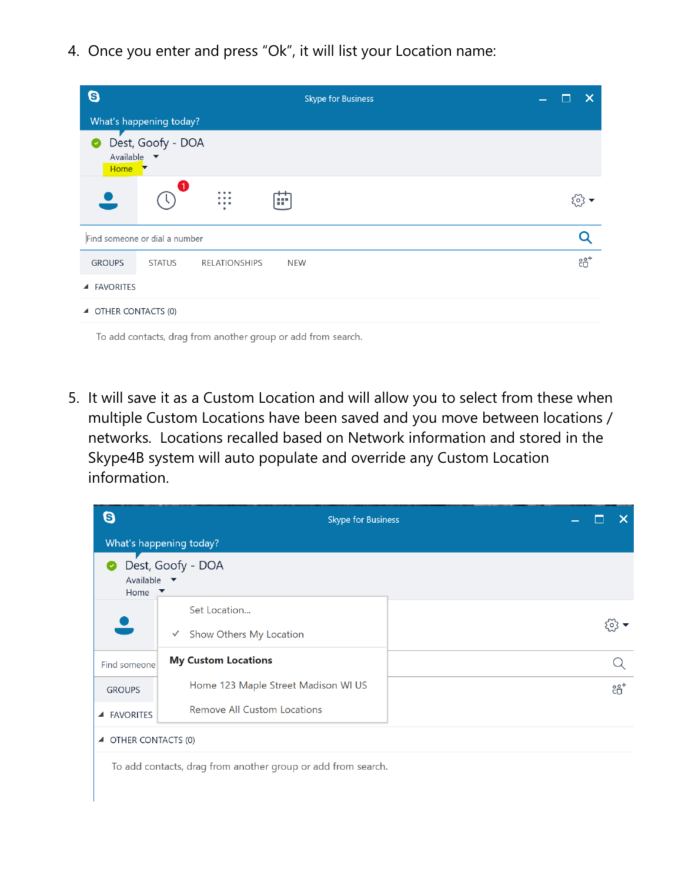4. Once you enter and press “Ok”, it will list your Location name:

5. It will save it as a Custom Location and will allow you to select from these when multiple Custom Locations have been saved and you move between locations / networks. Locations recalled based on Network information and stored in the Skype4B system will auto populate and override any Custom Location information.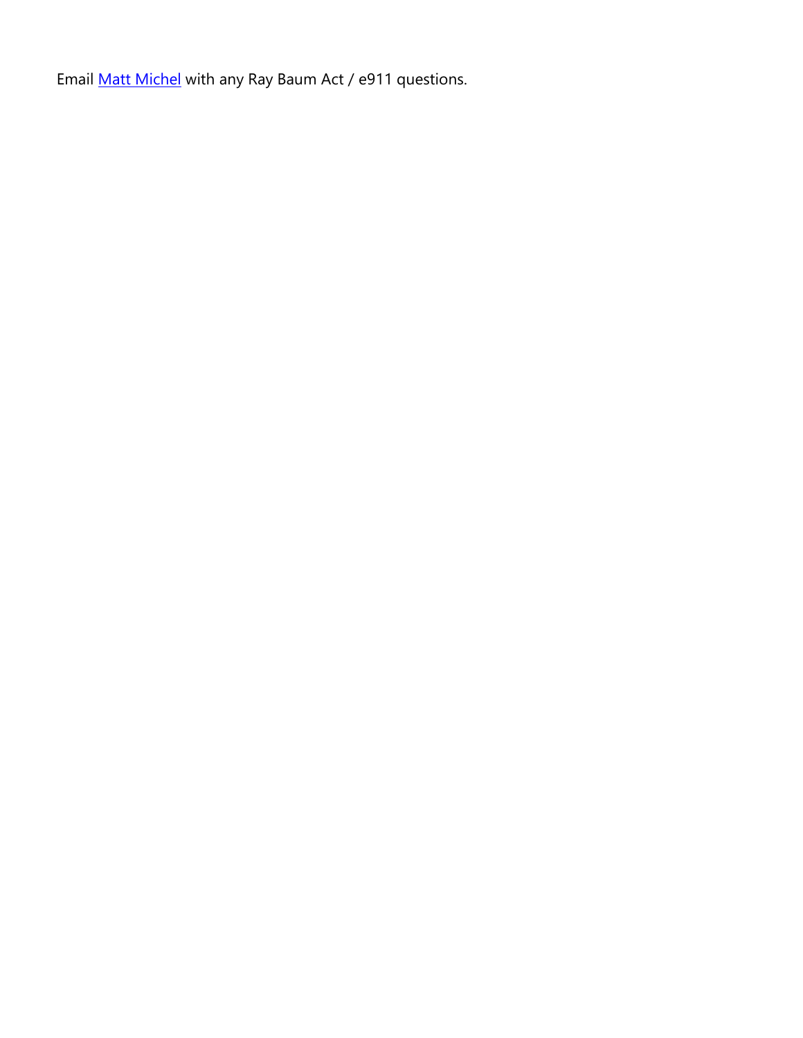Email [Matt Michel]() with any Ray Baum Act / e911 questions.